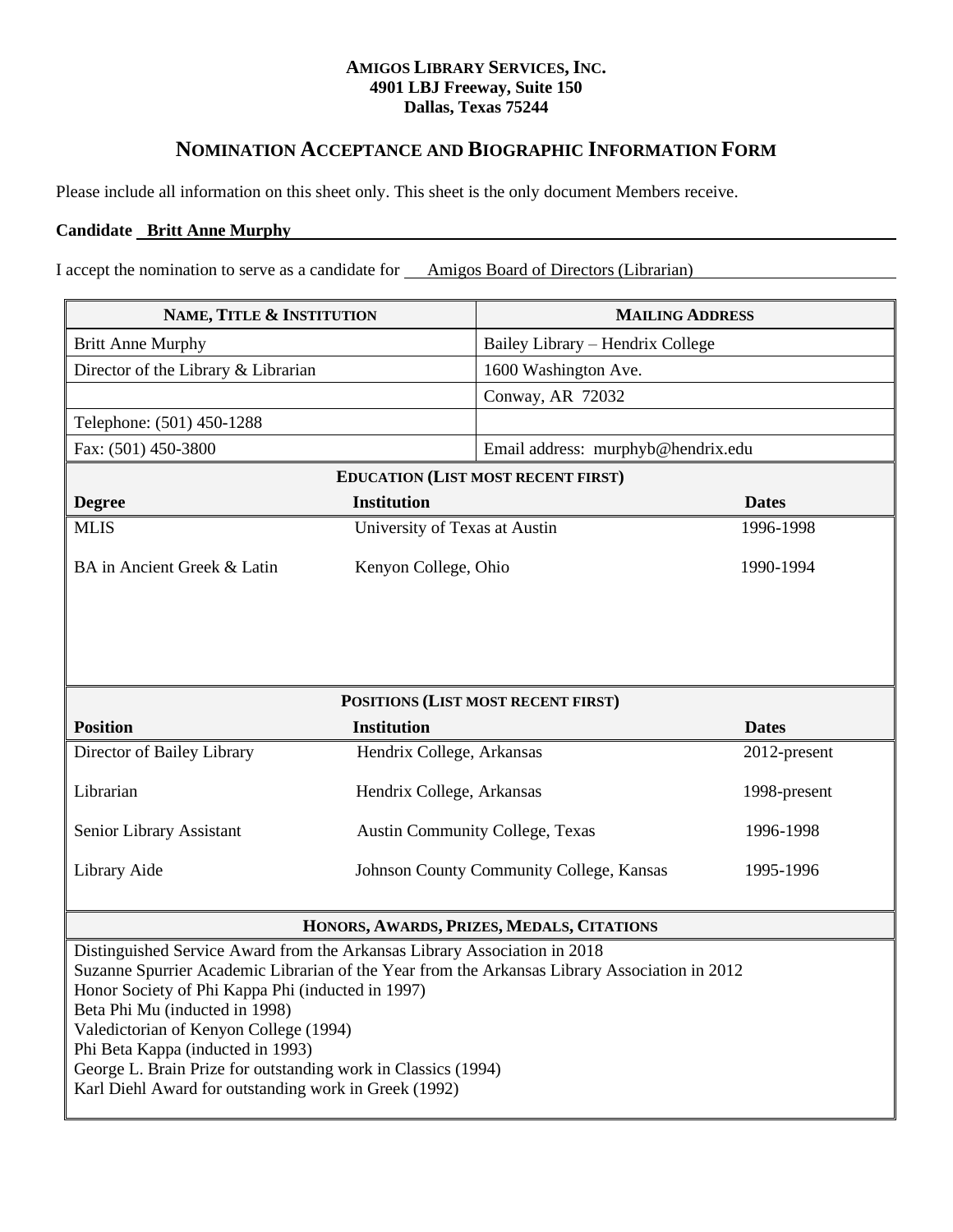**AMIGOS LIBRARY SERVICES, INC.**
**4901 LBJ Freeway, Suite 150**
**Dallas, Texas 75244**

# NOMINATION ACCEPTANCE AND BIOGRAPHIC INFORMATION FORM

Please include all information on this sheet only. This sheet is the only document Members receive.

**Candidate** **Britt Anne Murphy**

I accept the nomination to serve as a candidate for Amigos Board of Directors (Librarian)

| NAME, TITLE & INSTITUTION | MAILING ADDRESS |
|---|---|
| Britt Anne Murphy | Bailey Library – Hendrix College |
| Director of the Library & Librarian | 1600 Washington Ave. |
| | Conway, AR 72032 |
| Telephone: (501) 450-1288 | |
| Fax: (501) 450-3800 | Email address: murphyb@hendrix.edu |

**EDUCATION (LIST MOST RECENT FIRST)**

| Degree | Institution | Dates |
|---|---|---|
| MLIS | University of Texas at Austin | 1996-1998 |
| BA in Ancient Greek & Latin | Kenyon College, Ohio | 1990-1994 |

**POSITIONS (LIST MOST RECENT FIRST)**

| Position | Institution | Dates |
|---|---|---|
| Director of Bailey Library | Hendrix College, Arkansas | 2012-present |
| Librarian | Hendrix College, Arkansas | 1998-present |
| Senior Library Assistant | Austin Community College, Texas | 1996-1998 |
| Library Aide | Johnson County Community College, Kansas | 1995-1996 |

**HONORS, AWARDS, PRIZES, MEDALS, CITATIONS**

Distinguished Service Award from the Arkansas Library Association in 2018
Suzanne Spurrier Academic Librarian of the Year from the Arkansas Library Association in 2012
Honor Society of Phi Kappa Phi (inducted in 1997)
Beta Phi Mu (inducted in 1998)
Valedictorian of Kenyon College (1994)
Phi Beta Kappa (inducted in 1993)
George L. Brain Prize for outstanding work in Classics (1994)
Karl Diehl Award for outstanding work in Greek (1992)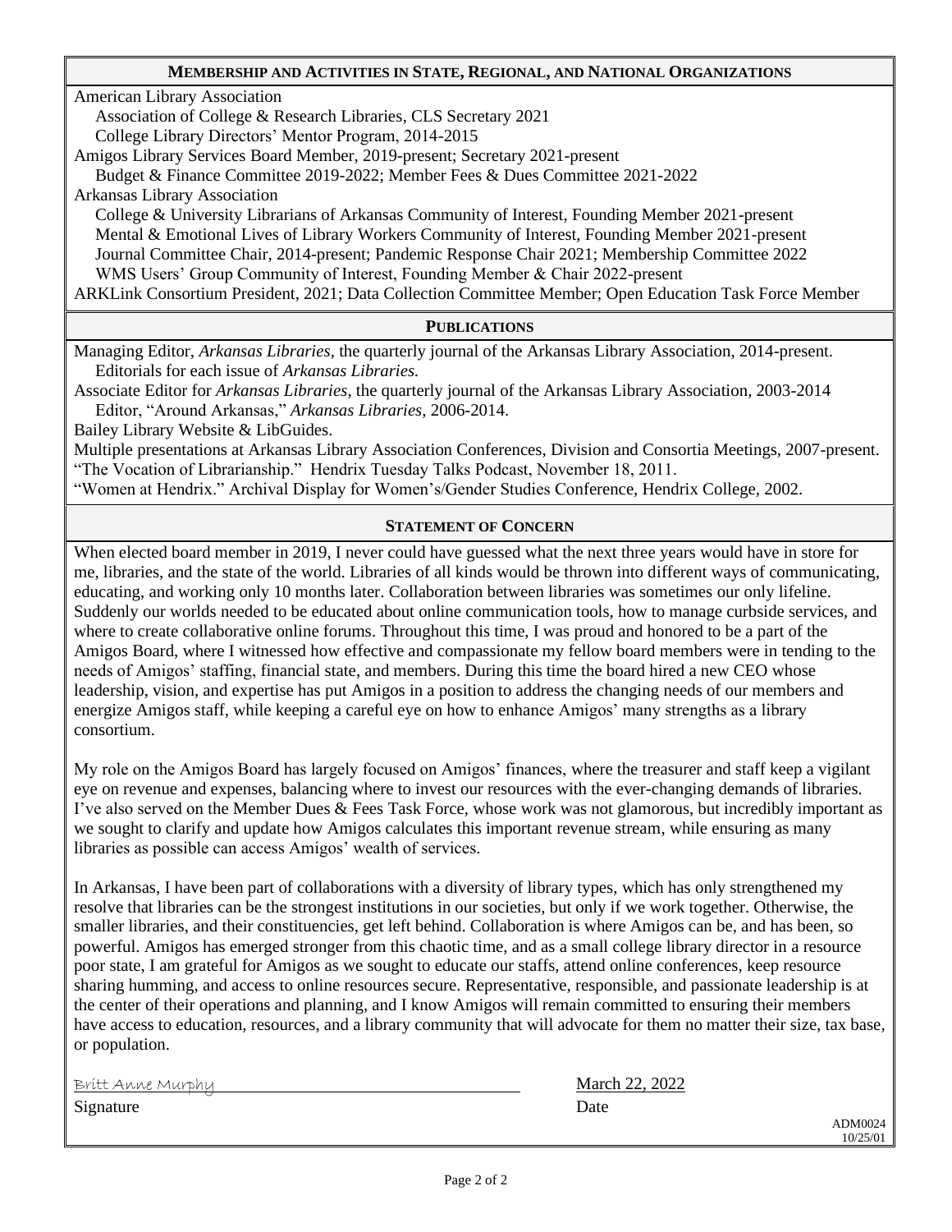## Membership and Activities in State, Regional, and National Organizations

American Library Association
- Association of College & Research Libraries, CLS Secretary 2021
- College Library Directors' Mentor Program, 2014-2015

Amigos Library Services Board Member, 2019-present; Secretary 2021-present
- Budget & Finance Committee 2019-2022; Member Fees & Dues Committee 2021-2022

Arkansas Library Association
- College & University Librarians of Arkansas Community of Interest, Founding Member 2021-present
- Mental & Emotional Lives of Library Workers Community of Interest, Founding Member 2021-present
- Journal Committee Chair, 2014-present; Pandemic Response Chair 2021; Membership Committee 2022
- WMS Users' Group Community of Interest, Founding Member & Chair 2022-present

ARKLink Consortium President, 2021; Data Collection Committee Member; Open Education Task Force Member

## Publications

Managing Editor, *Arkansas Libraries*, the quarterly journal of the Arkansas Library Association, 2014-present.
- Editorials for each issue of *Arkansas Libraries.*

Associate Editor for *Arkansas Libraries*, the quarterly journal of the Arkansas Library Association, 2003-2014
- Editor, "Around Arkansas," *Arkansas Libraries*, 2006-2014.

Bailey Library Website & LibGuides.

Multiple presentations at Arkansas Library Association Conferences, Division and Consortia Meetings, 2007-present.

"The Vocation of Librarianship." Hendrix Tuesday Talks Podcast, November 18, 2011.

"Women at Hendrix." Archival Display for Women's/Gender Studies Conference, Hendrix College, 2002.

## Statement of Concern

When elected board member in 2019, I never could have guessed what the next three years would have in store for me, libraries, and the state of the world. Libraries of all kinds would be thrown into different ways of communicating, educating, and working only 10 months later. Collaboration between libraries was sometimes our only lifeline. Suddenly our worlds needed to be educated about online communication tools, how to manage curbside services, and where to create collaborative online forums. Throughout this time, I was proud and honored to be a part of the Amigos Board, where I witnessed how effective and compassionate my fellow board members were in tending to the needs of Amigos' staffing, financial state, and members. During this time the board hired a new CEO whose leadership, vision, and expertise has put Amigos in a position to address the changing needs of our members and energize Amigos staff, while keeping a careful eye on how to enhance Amigos' many strengths as a library consortium.

My role on the Amigos Board has largely focused on Amigos' finances, where the treasurer and staff keep a vigilant eye on revenue and expenses, balancing where to invest our resources with the ever-changing demands of libraries. I've also served on the Member Dues & Fees Task Force, whose work was not glamorous, but incredibly important as we sought to clarify and update how Amigos calculates this important revenue stream, while ensuring as many libraries as possible can access Amigos' wealth of services.

In Arkansas, I have been part of collaborations with a diversity of library types, which has only strengthened my resolve that libraries can be the strongest institutions in our societies, but only if we work together. Otherwise, the smaller libraries, and their constituencies, get left behind. Collaboration is where Amigos can be, and has been, so powerful. Amigos has emerged stronger from this chaotic time, and as a small college library director in a resource poor state, I am grateful for Amigos as we sought to educate our staffs, attend online conferences, keep resource sharing humming, and access to online resources secure. Representative, responsible, and passionate leadership is at the center of their operations and planning, and I know Amigos will remain committed to ensuring their members have access to education, resources, and a library community that will advocate for them no matter their size, tax base, or population.

Britt Anne Murphy — Signature

March 22, 2022 — Date

ADM0024
10/25/01